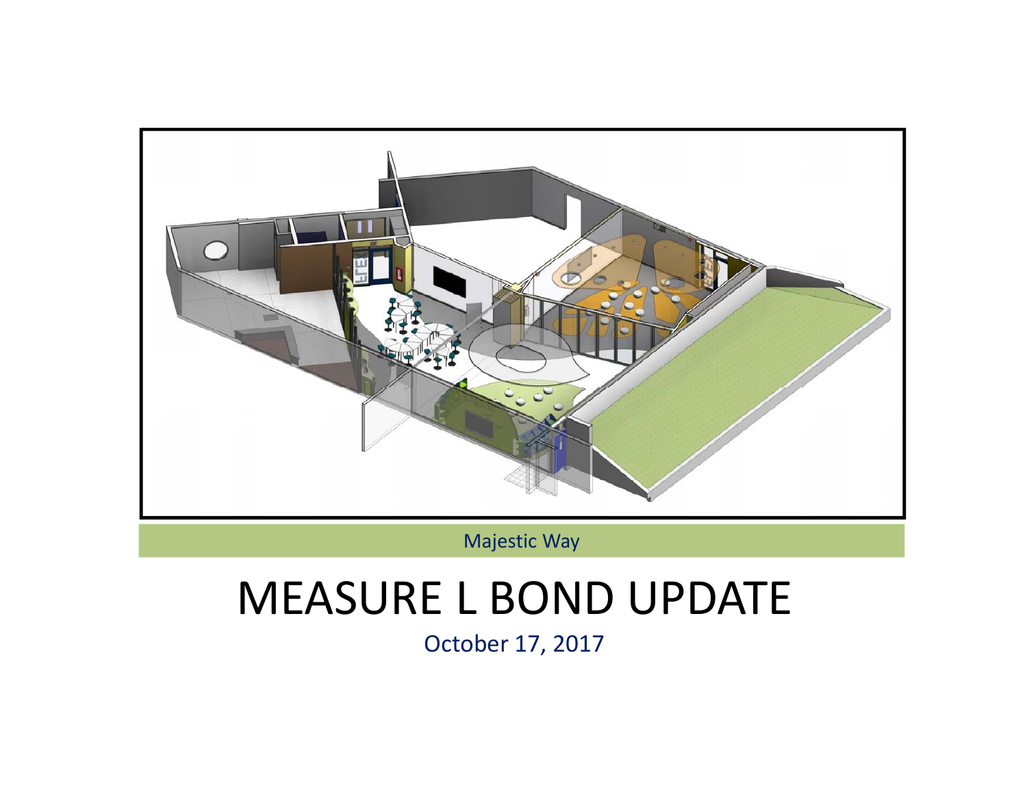Majestic Way

# MEASURE L BOND UPDATE

October 17, 2017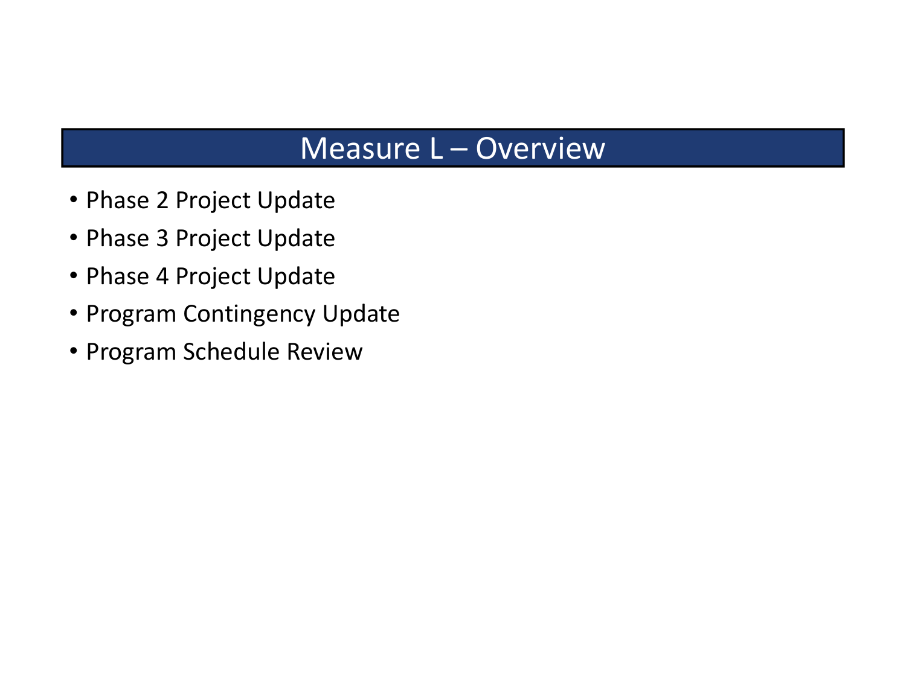# Measure L – Overview

- Phase 2 Project Update
- Phase 3 Project Update
- Phase 4 Project Update
- Program Contingency Update
- Program Schedule Review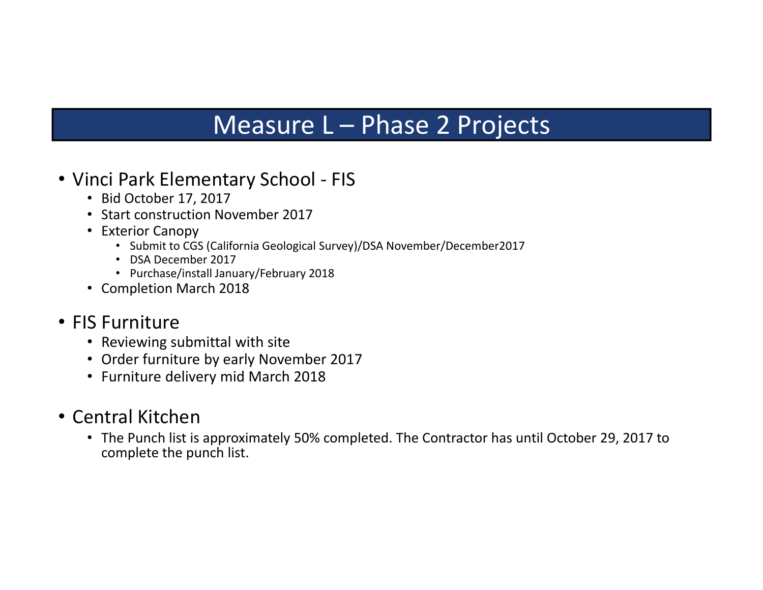# Measure L – Phase 2 Projects

- Vinci Park Elementary School - FIS
  - Bid October 17, 2017
  - Start construction November 2017
  - Exterior Canopy
    - Submit to CGS (California Geological Survey)/DSA November/December2017
    - DSA December 2017
    - Purchase/install January/February 2018
  - Completion March 2018

- FIS Furniture
  - Reviewing submittal with site
  - Order furniture by early November 2017
  - Furniture delivery mid March 2018

- Central Kitchen
  - The Punch list is approximately 50% completed. The Contractor has until October 29, 2017 to complete the punch list.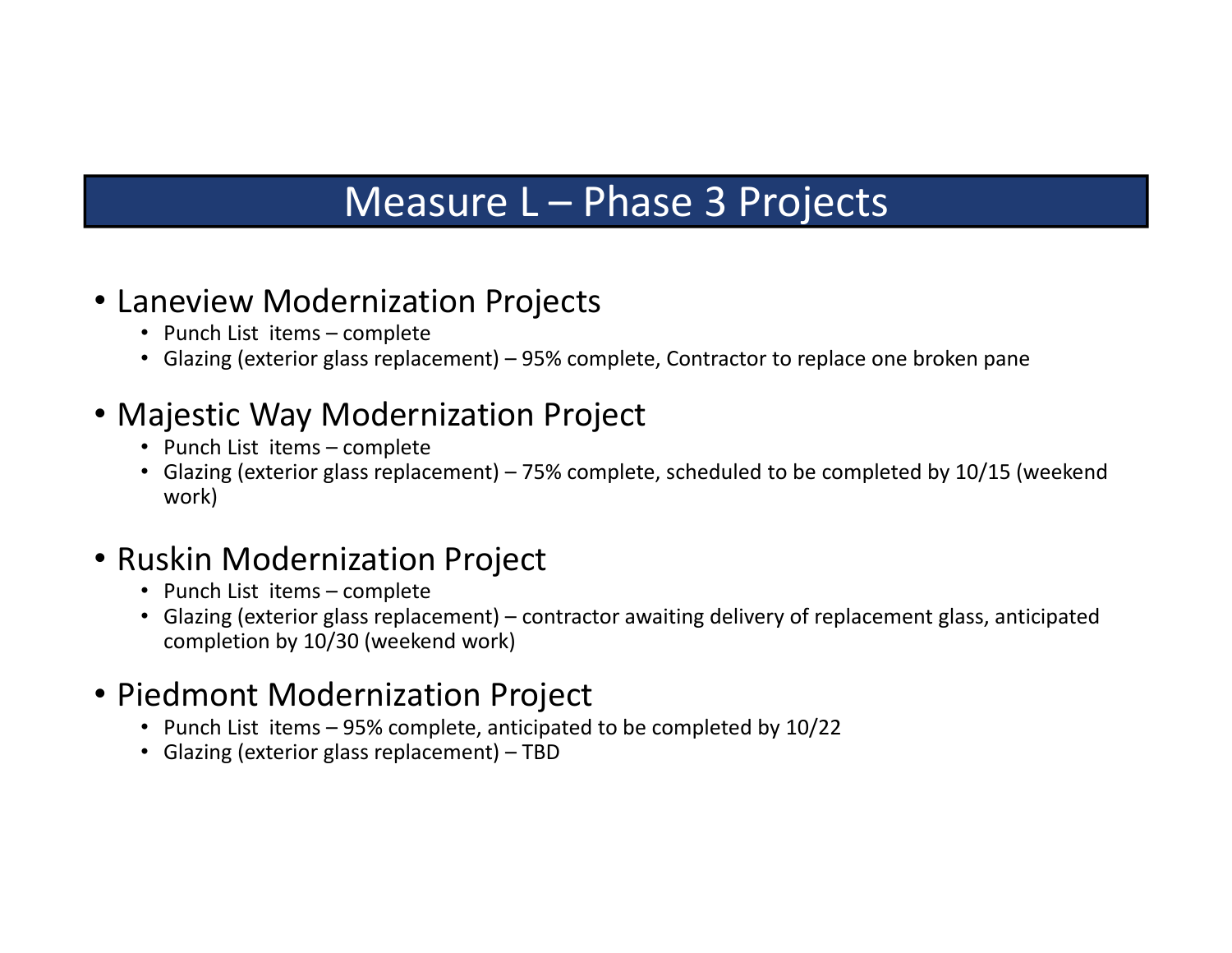# Measure L – Phase 3 Projects

- Laneview Modernization Projects
  - Punch List items – complete
  - Glazing (exterior glass replacement) – 95% complete, Contractor to replace one broken pane
- Majestic Way Modernization Project
  - Punch List items – complete
  - Glazing (exterior glass replacement) – 75% complete, scheduled to be completed by 10/15 (weekend work)
- Ruskin Modernization Project
  - Punch List items – complete
  - Glazing (exterior glass replacement) – contractor awaiting delivery of replacement glass, anticipated completion by 10/30 (weekend work)
- Piedmont Modernization Project
  - Punch List items – 95% complete, anticipated to be completed by 10/22
  - Glazing (exterior glass replacement) – TBD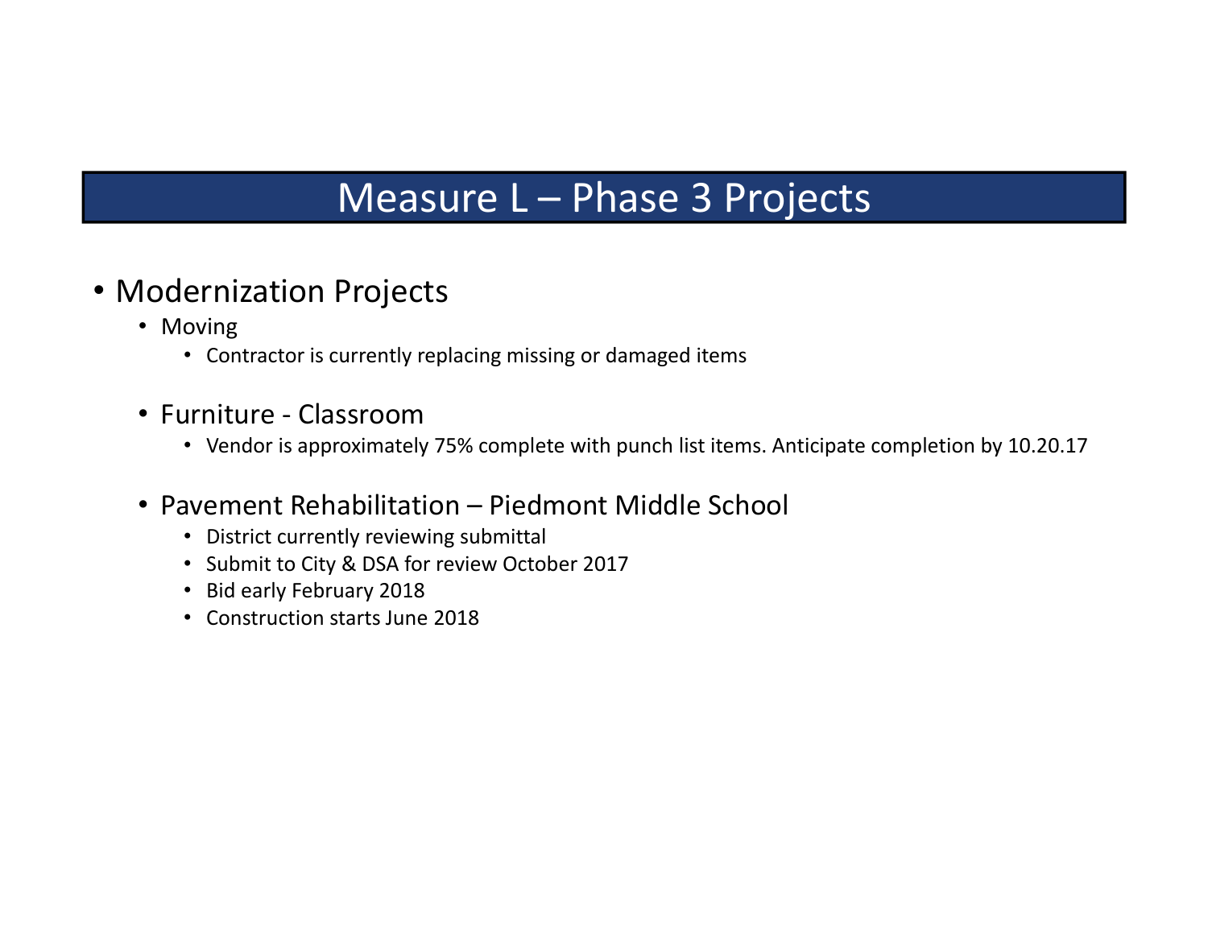# Measure L – Phase 3 Projects

- Modernization Projects
  - Moving
    - Contractor is currently replacing missing or damaged items
  - Furniture - Classroom
    - Vendor is approximately 75% complete with punch list items. Anticipate completion by 10.20.17
  - Pavement Rehabilitation – Piedmont Middle School
    - District currently reviewing submittal
    - Submit to City & DSA for review October 2017
    - Bid early February 2018
    - Construction starts June 2018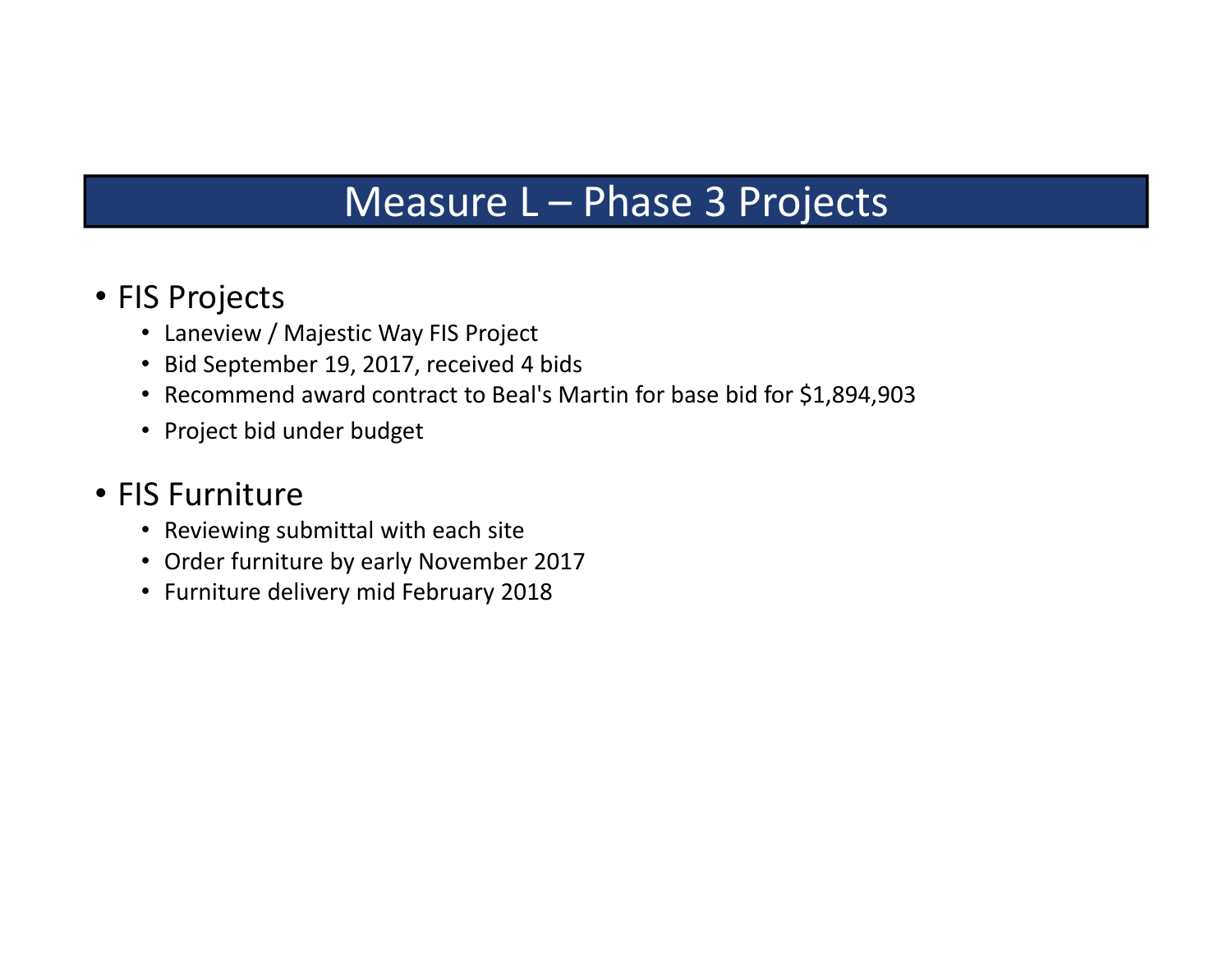# Measure L – Phase 3 Projects

- FIS Projects
  - Laneview / Majestic Way FIS Project
  - Bid September 19, 2017, received 4 bids
  - Recommend award contract to Beal's Martin for base bid for $1,894,903
  - Project bid under budget
- FIS Furniture
  - Reviewing submittal with each site
  - Order furniture by early November 2017
  - Furniture delivery mid February 2018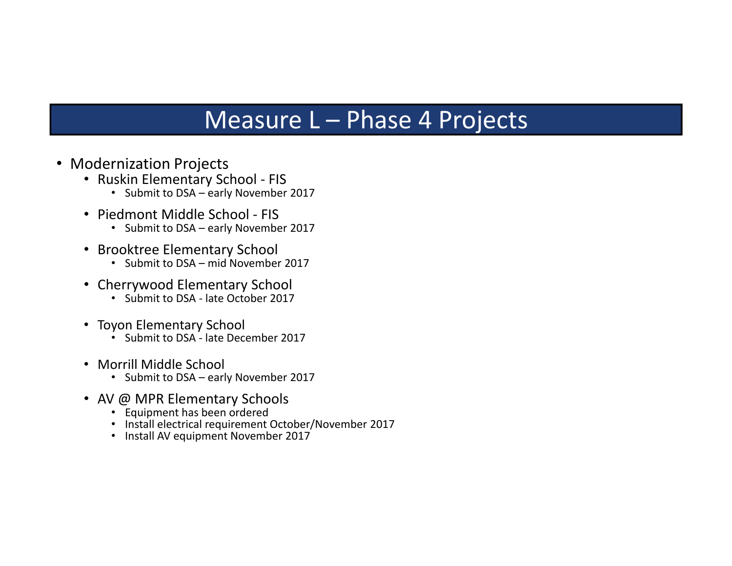# Measure L – Phase 4 Projects

- Modernization Projects
  - Ruskin Elementary School - FIS
    - Submit to DSA – early November 2017
  - Piedmont Middle School - FIS
    - Submit to DSA – early November 2017
  - Brooktree Elementary School
    - Submit to DSA – mid November 2017
  - Cherrywood Elementary School
    - Submit to DSA - late October 2017
  - Toyon Elementary School
    - Submit to DSA - late December 2017
  - Morrill Middle School
    - Submit to DSA – early November 2017
  - AV @ MPR Elementary Schools
    - Equipment has been ordered
    - Install electrical requirement October/November 2017
    - Install AV equipment November 2017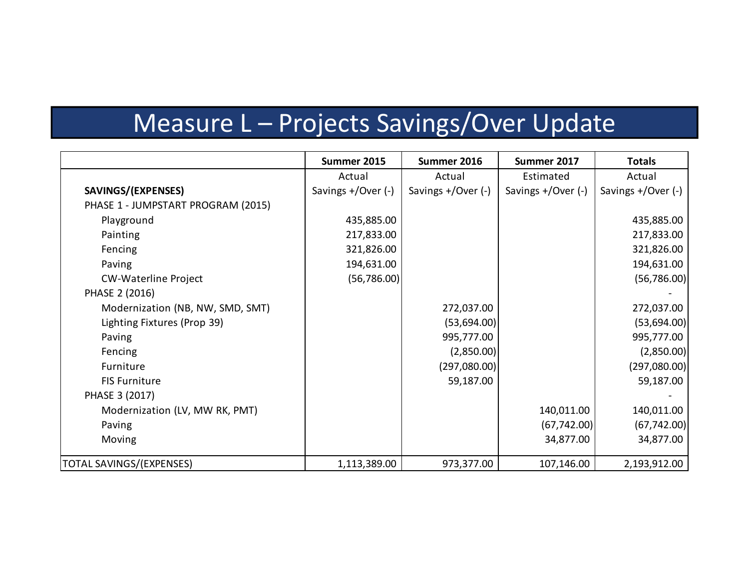# Measure L – Projects Savings/Over Update

| | Summer 2015 | Summer 2016 | Summer 2017 | Totals |
|---|---|---|---|---|
| | Actual | Actual | Estimated | Actual |
| **SAVINGS/(EXPENSES)** | Savings +/Over (-) | Savings +/Over (-) | Savings +/Over (-) | Savings +/Over (-) |
| PHASE 1 - JUMPSTART PROGRAM (2015) | | | | |
| Playground | 435,885.00 | | | 435,885.00 |
| Painting | 217,833.00 | | | 217,833.00 |
| Fencing | 321,826.00 | | | 321,826.00 |
| Paving | 194,631.00 | | | 194,631.00 |
| CW-Waterline Project | (56,786.00) | | | (56,786.00) |
| PHASE 2 (2016) | | | | - |
| Modernization (NB, NW, SMD, SMT) | | 272,037.00 | | 272,037.00 |
| Lighting Fixtures (Prop 39) | | (53,694.00) | | (53,694.00) |
| Paving | | 995,777.00 | | 995,777.00 |
| Fencing | | (2,850.00) | | (2,850.00) |
| Furniture | | (297,080.00) | | (297,080.00) |
| FIS Furniture | | 59,187.00 | | 59,187.00 |
| PHASE 3 (2017) | | | | - |
| Modernization (LV, MW RK, PMT) | | | 140,011.00 | 140,011.00 |
| Paving | | | (67,742.00) | (67,742.00) |
| Moving | | | 34,877.00 | 34,877.00 |
| TOTAL SAVINGS/(EXPENSES) | 1,113,389.00 | 973,377.00 | 107,146.00 | 2,193,912.00 |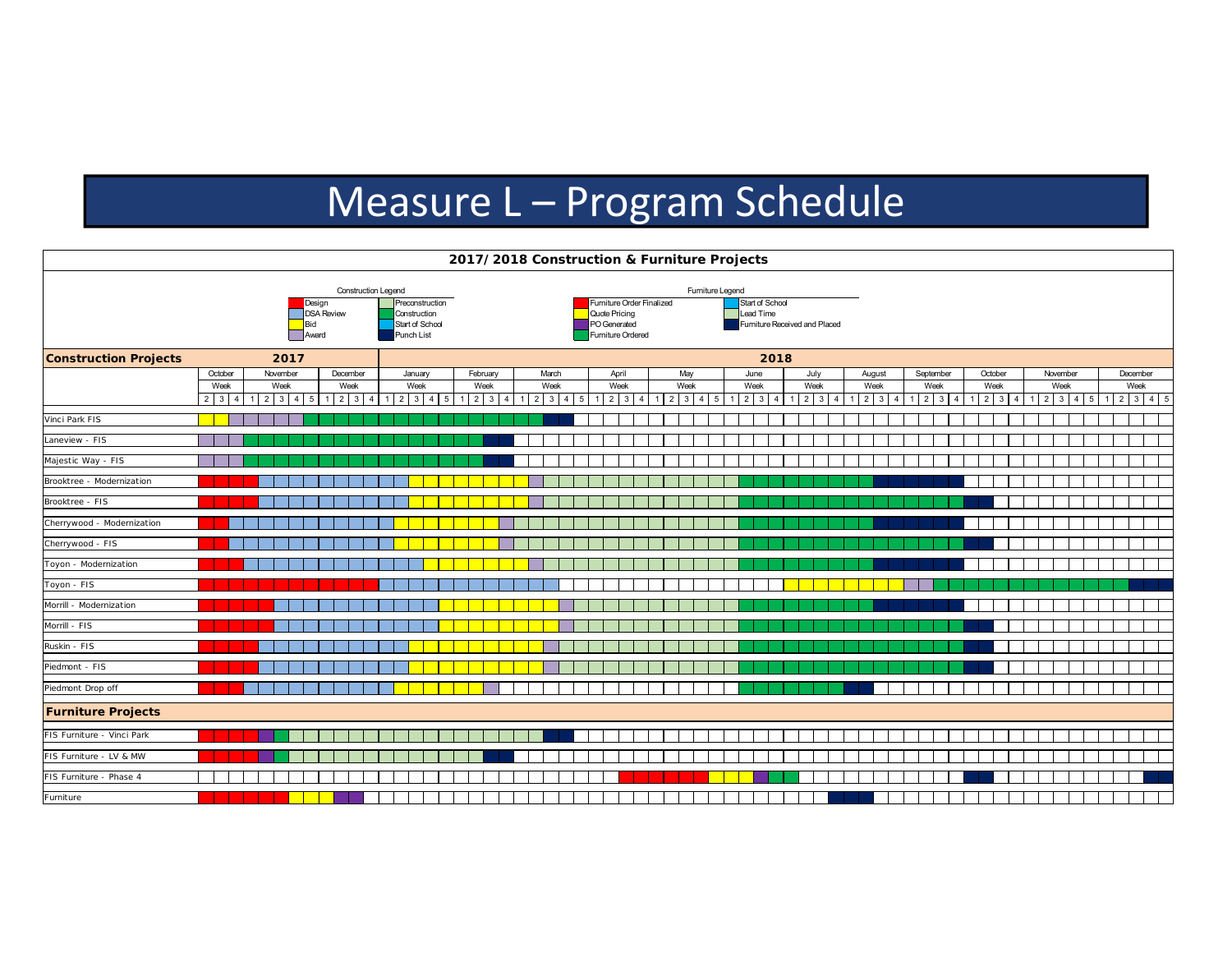# Measure L – Program Schedule

## 2017/2018 Construction & Furniture Projects

**Construction Legend**

- Design
- DSA Review
- Bid
- Award
- Preconstruction
- Construction
- Start of School
- Punch List

**Furniture Legend**

- Furniture Order Finalized
- Quote Pricing
- PO Generated
- Furniture Ordered
- Start of School
- Lead Time
- Furniture Received and Placed

### Construction Projects

| Project | 2017 | 2018 |
| --- | --- | --- |
| Vinci Park FIS | | |
| Laneview - FIS | | |
| Majestic Way - FIS | | |
| Brooktree - Modernization | | |
| Brooktree - FIS | | |
| Cherrywood - Modernization | | |
| Cherrywood - FIS | | |
| Toyon - Modernization | | |
| Toyon - FIS | | |
| Morrill - Modernization | | |
| Morrill - FIS | | |
| Ruskin - FIS | | |
| Piedmont - FIS | | |
| Piedmont Drop off | | |

Timeline columns: 2017 – October (Weeks 2, 3, 4), November (Weeks 1–5), December (Weeks 1–4); 2018 – January (Weeks 1–5), February (Weeks 1–4), March (Weeks 1–5), April (Weeks 1–4), May (Weeks 1–5), June (Weeks 1–4), July (Weeks 1–4), August (Weeks 1–4), September (Weeks 1–4), October (Weeks 1–4), November (Weeks 1–5), December (Weeks 1–5).

### Furniture Projects

| Project |
| --- |
| FIS Furniture - Vinci Park |
| FIS Furniture - LV & MW |
| FIS Furniture - Phase 4 |
| Furniture |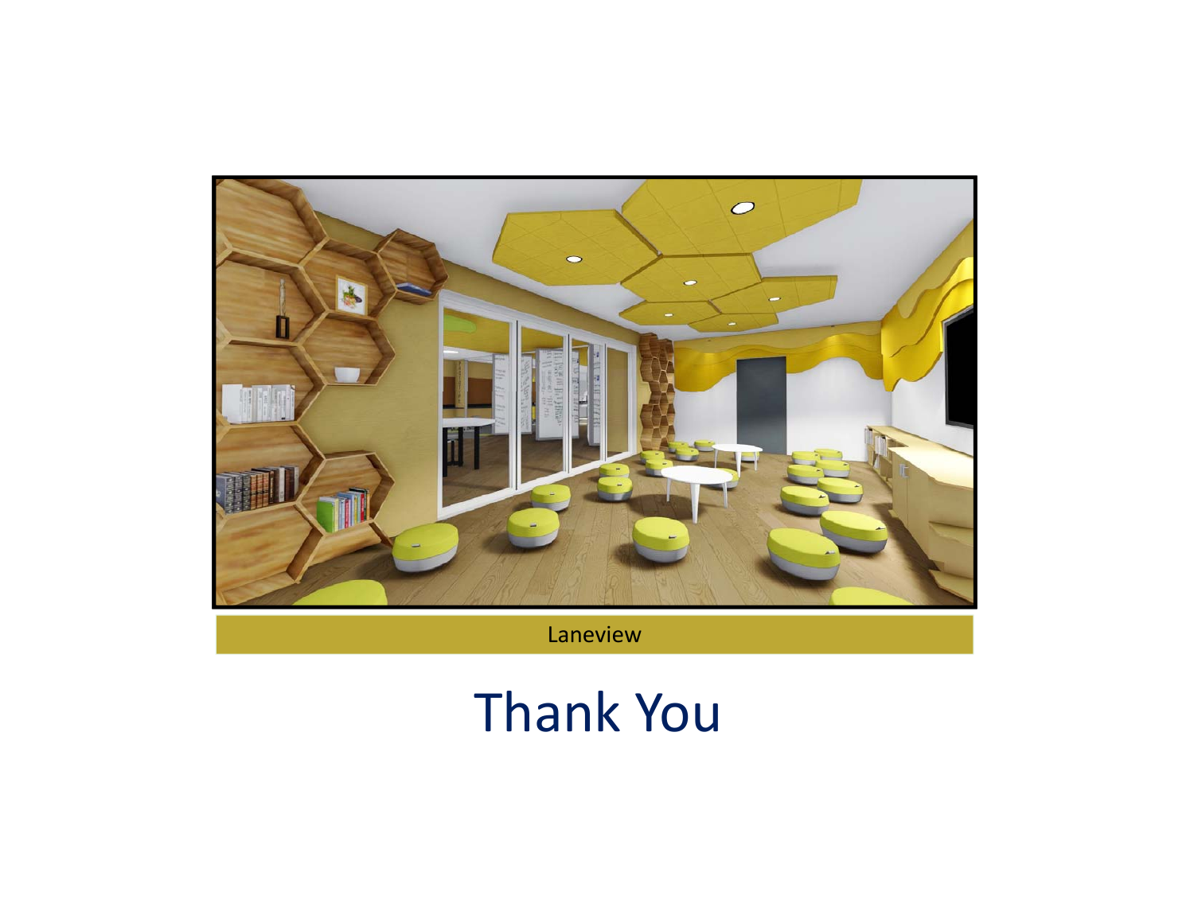Laneview

# Thank You